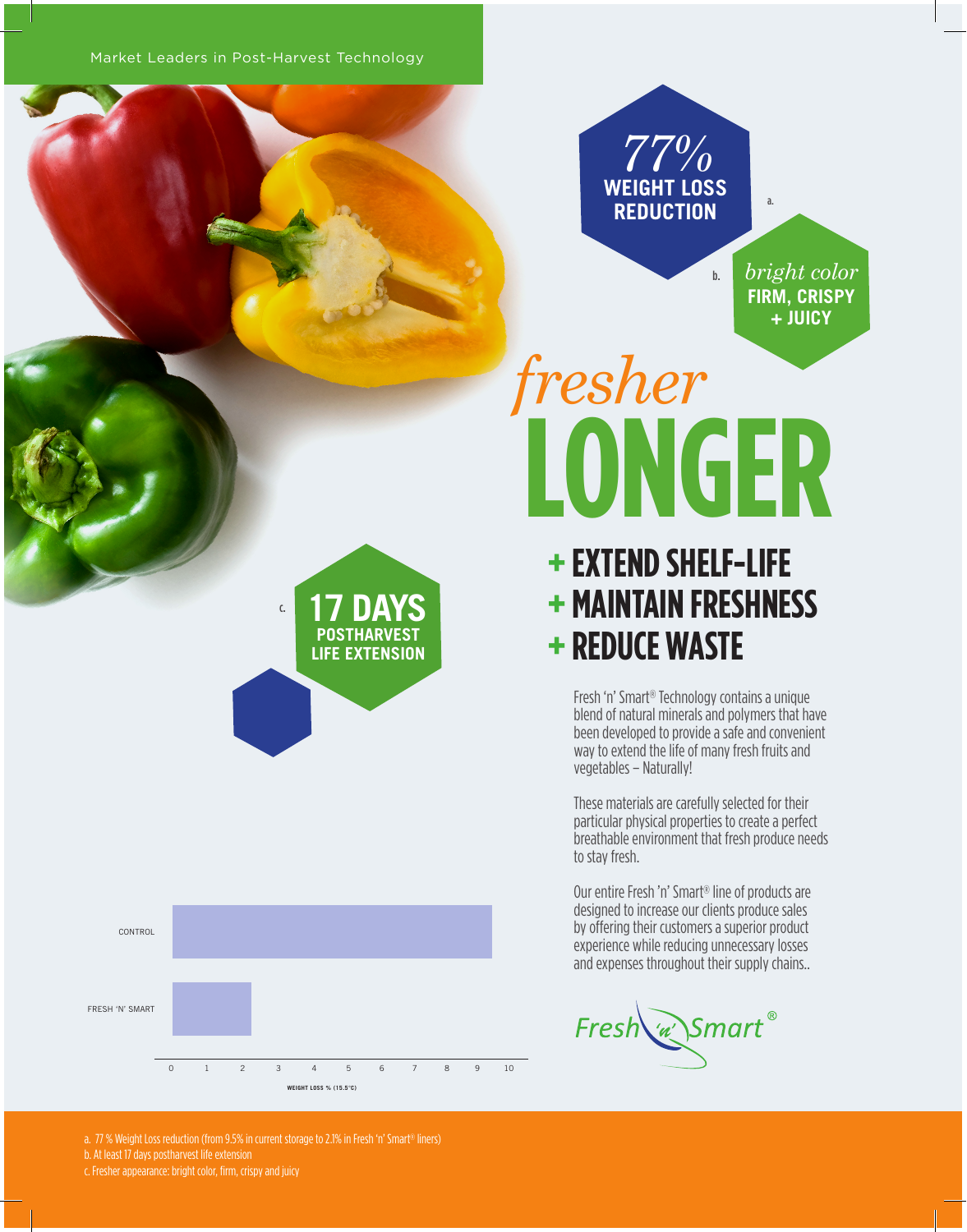Market Leaders in Post-Harvest Technology

*77%*
**WEIGHT LOSS REDUCTION** [a]

[b] *bright color*
**FIRM, CRISPY + JUICY**

# *fresher* LONGER

## + EXTEND SHELF-LIFE
## + MAINTAIN FRESHNESS
## + REDUCE WASTE

[c] **17 DAYS POSTHARVEST LIFE EXTENSION**

Fresh 'n' Smart® Technology contains a unique blend of natural minerals and polymers that have been developed to provide a safe and convenient way to extend the life of many fresh fruits and vegetables – Naturally!

These materials are carefully selected for their particular physical properties to create a perfect breathable environment that fresh produce needs to stay fresh.

Our entire Fresh 'n' Smart® line of products are designed to increase our clients produce sales by offering their customers a superior product experience while reducing unnecessary losses and expenses throughout their supply chains..

| | WEIGHT LOSS % (15.5°C) |
|---|---|
| CONTROL | 9.5 |
| FRESH 'N' SMART | 2.1 |

Fresh 'n' Smart®

a. 77 % Weight Loss reduction (from 9.5% in current storage to 2.1% in Fresh 'n' Smart® liners)
b. At least 17 days postharvest life extension
c. Fresher appearance: bright color, firm, crispy and juicy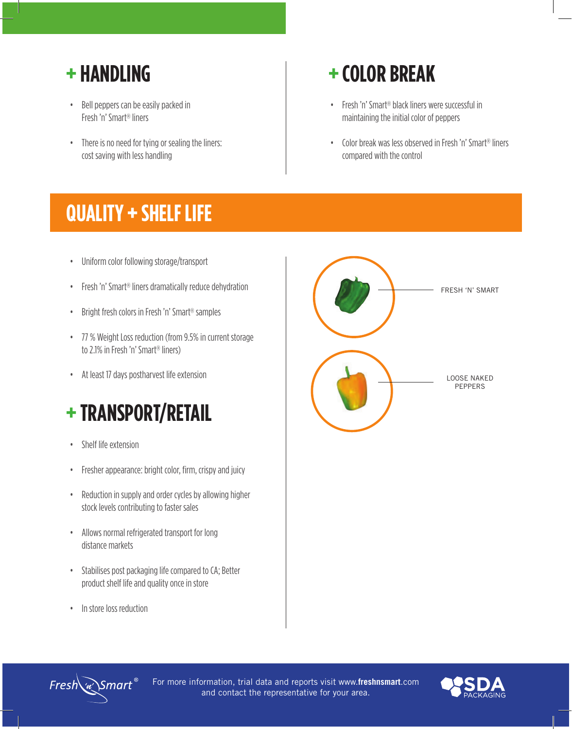## + HANDLING

- Bell peppers can be easily packed in Fresh 'n' Smart® liners
- There is no need for tying or sealing the liners: cost saving with less handling

## + COLOR BREAK

- Fresh 'n' Smart® black liners were successful in maintaining the initial color of peppers
- Color break was less observed in Fresh 'n' Smart® liners compared with the control

# QUALITY + SHELF LIFE

- Uniform color following storage/transport
- Fresh 'n' Smart® liners dramatically reduce dehydration
- Bright fresh colors in Fresh 'n' Smart® samples
- 77 % Weight Loss reduction (from 9.5% in current storage to 2.1% in Fresh 'n' Smart® liners)
- At least 17 days postharvest life extension

FRESH 'N' SMART

LOOSE NAKED PEPPERS

## + TRANSPORT/RETAIL

- Shelf life extension
- Fresher appearance: bright color, firm, crispy and juicy
- Reduction in supply and order cycles by allowing higher stock levels contributing to faster sales
- Allows normal refrigerated transport for long distance markets
- Stabilises post packaging life compared to CA; Better product shelf life and quality once in store
- In store loss reduction

Fresh 'n' Smart®

For more information, trial data and reports visit www.**freshnsmart**.com and contact the representative for your area.

SDA PACKAGING